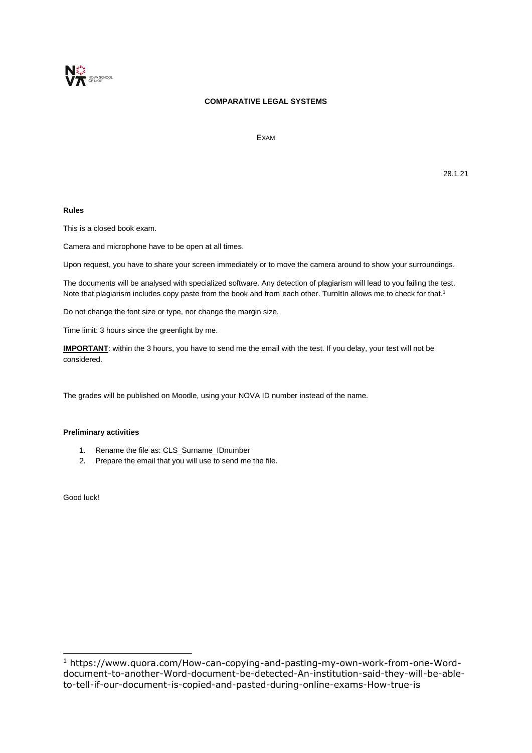**COMPARATIVE LEGAL SYSTEMS**

EXAM

28.1.21

**Rules**

This is a closed book exam.

Camera and microphone have to be open at all times.

Upon request, you have to share your screen immediately or to move the camera around to show your surroundings.

The documents will be analysed with specialized software. Any detection of plagiarism will lead to you failing the test. Note that plagiarism includes copy paste from the book and from each other. TurnItIn allows me to check for that.[1]

Do not change the font size or type, nor change the margin size.

Time limit: 3 hours since the greenlight by me.

**IMPORTANT**: within the 3 hours, you have to send me the email with the test. If you delay, your test will not be considered.

The grades will be published on Moodle, using your NOVA ID number instead of the name.

**Preliminary activities**

1. Rename the file as: CLS_Surname_IDnumber
2. Prepare the email that you will use to send me the file.

Good luck!

[1] https://www.quora.com/How-can-copying-and-pasting-my-own-work-from-one-Word-document-to-another-Word-document-be-detected-An-institution-said-they-will-be-able-to-tell-if-our-document-is-copied-and-pasted-during-online-exams-How-true-is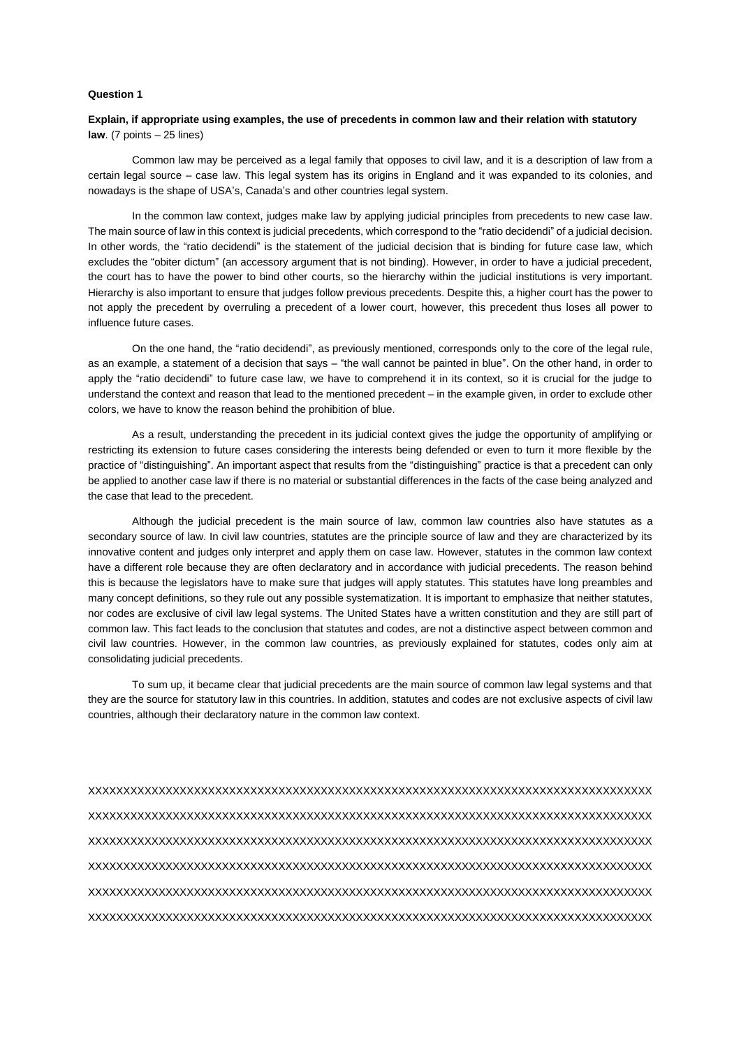**Question 1**

**Explain, if appropriate using examples, the use of precedents in common law and their relation with statutory law**. (7 points – 25 lines)

Common law may be perceived as a legal family that opposes to civil law, and it is a description of law from a certain legal source – case law. This legal system has its origins in England and it was expanded to its colonies, and nowadays is the shape of USA's, Canada's and other countries legal system.

In the common law context, judges make law by applying judicial principles from precedents to new case law. The main source of law in this context is judicial precedents, which correspond to the "ratio decidendi" of a judicial decision. In other words, the "ratio decidendi" is the statement of the judicial decision that is binding for future case law, which excludes the "obiter dictum" (an accessory argument that is not binding). However, in order to have a judicial precedent, the court has to have the power to bind other courts, so the hierarchy within the judicial institutions is very important. Hierarchy is also important to ensure that judges follow previous precedents. Despite this, a higher court has the power to not apply the precedent by overruling a precedent of a lower court, however, this precedent thus loses all power to influence future cases.

On the one hand, the "ratio decidendi", as previously mentioned, corresponds only to the core of the legal rule, as an example, a statement of a decision that says – "the wall cannot be painted in blue". On the other hand, in order to apply the "ratio decidendi" to future case law, we have to comprehend it in its context, so it is crucial for the judge to understand the context and reason that lead to the mentioned precedent – in the example given, in order to exclude other colors, we have to know the reason behind the prohibition of blue.

As a result, understanding the precedent in its judicial context gives the judge the opportunity of amplifying or restricting its extension to future cases considering the interests being defended or even to turn it more flexible by the practice of "distinguishing". An important aspect that results from the "distinguishing" practice is that a precedent can only be applied to another case law if there is no material or substantial differences in the facts of the case being analyzed and the case that lead to the precedent.

Although the judicial precedent is the main source of law, common law countries also have statutes as a secondary source of law. In civil law countries, statutes are the principle source of law and they are characterized by its innovative content and judges only interpret and apply them on case law. However, statutes in the common law context have a different role because they are often declaratory and in accordance with judicial precedents. The reason behind this is because the legislators have to make sure that judges will apply statutes. This statutes have long preambles and many concept definitions, so they rule out any possible systematization. It is important to emphasize that neither statutes, nor codes are exclusive of civil law legal systems. The United States have a written constitution and they are still part of common law. This fact leads to the conclusion that statutes and codes, are not a distinctive aspect between common and civil law countries. However, in the common law countries, as previously explained for statutes, codes only aim at consolidating judicial precedents.

To sum up, it became clear that judicial precedents are the main source of common law legal systems and that they are the source for statutory law in this countries. In addition, statutes and codes are not exclusive aspects of civil law countries, although their declaratory nature in the common law context.

XXXXXXXXXXXXXXXXXXXXXXXXXXXXXXXXXXXXXXXXXXXXXXXXXXXXXXXXXXXXXXXXXXXXXXXXXXXXX

XXXXXXXXXXXXXXXXXXXXXXXXXXXXXXXXXXXXXXXXXXXXXXXXXXXXXXXXXXXXXXXXXXXXXXXXXXXXX

XXXXXXXXXXXXXXXXXXXXXXXXXXXXXXXXXXXXXXXXXXXXXXXXXXXXXXXXXXXXXXXXXXXXXXXXXXXXX

XXXXXXXXXXXXXXXXXXXXXXXXXXXXXXXXXXXXXXXXXXXXXXXXXXXXXXXXXXXXXXXXXXXXXXXXXXXXX

XXXXXXXXXXXXXXXXXXXXXXXXXXXXXXXXXXXXXXXXXXXXXXXXXXXXXXXXXXXXXXXXXXXXXXXXXXXXX

XXXXXXXXXXXXXXXXXXXXXXXXXXXXXXXXXXXXXXXXXXXXXXXXXXXXXXXXXXXXXXXXXXXXXXXXXXXXX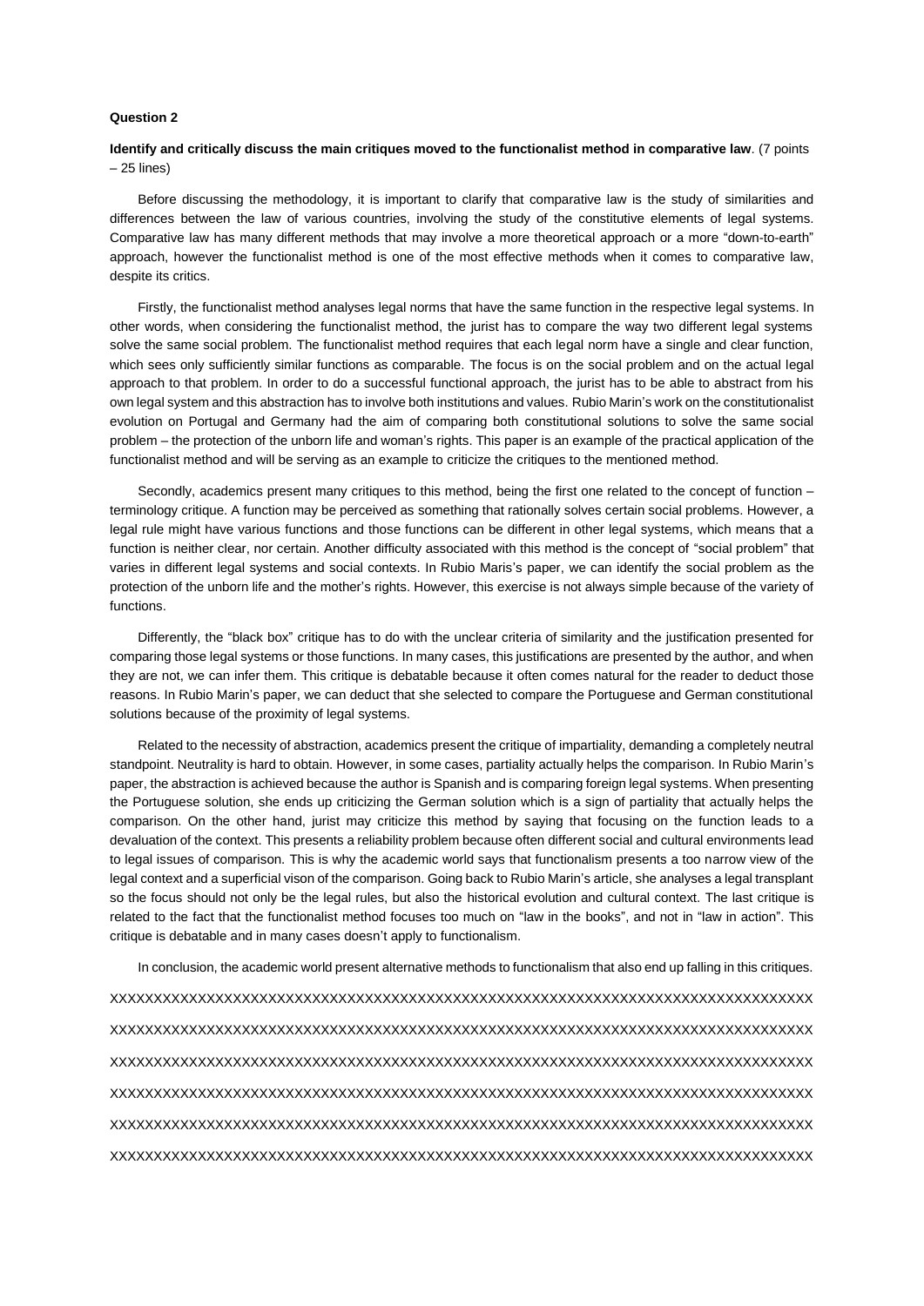**Question 2**

**Identify and critically discuss the main critiques moved to the functionalist method in comparative law**. (7 points – 25 lines)

Before discussing the methodology, it is important to clarify that comparative law is the study of similarities and differences between the law of various countries, involving the study of the constitutive elements of legal systems. Comparative law has many different methods that may involve a more theoretical approach or a more "down-to-earth" approach, however the functionalist method is one of the most effective methods when it comes to comparative law, despite its critics.

Firstly, the functionalist method analyses legal norms that have the same function in the respective legal systems. In other words, when considering the functionalist method, the jurist has to compare the way two different legal systems solve the same social problem. The functionalist method requires that each legal norm have a single and clear function, which sees only sufficiently similar functions as comparable. The focus is on the social problem and on the actual legal approach to that problem. In order to do a successful functional approach, the jurist has to be able to abstract from his own legal system and this abstraction has to involve both institutions and values. Rubio Marin's work on the constitutionalist evolution on Portugal and Germany had the aim of comparing both constitutional solutions to solve the same social problem – the protection of the unborn life and woman's rights. This paper is an example of the practical application of the functionalist method and will be serving as an example to criticize the critiques to the mentioned method.

Secondly, academics present many critiques to this method, being the first one related to the concept of function – terminology critique. A function may be perceived as something that rationally solves certain social problems. However, a legal rule might have various functions and those functions can be different in other legal systems, which means that a function is neither clear, nor certain. Another difficulty associated with this method is the concept of "social problem" that varies in different legal systems and social contexts. In Rubio Maris's paper, we can identify the social problem as the protection of the unborn life and the mother's rights. However, this exercise is not always simple because of the variety of functions.

Differently, the "black box" critique has to do with the unclear criteria of similarity and the justification presented for comparing those legal systems or those functions. In many cases, this justifications are presented by the author, and when they are not, we can infer them. This critique is debatable because it often comes natural for the reader to deduct those reasons. In Rubio Marin's paper, we can deduct that she selected to compare the Portuguese and German constitutional solutions because of the proximity of legal systems.

Related to the necessity of abstraction, academics present the critique of impartiality, demanding a completely neutral standpoint. Neutrality is hard to obtain. However, in some cases, partiality actually helps the comparison. In Rubio Marin's paper, the abstraction is achieved because the author is Spanish and is comparing foreign legal systems. When presenting the Portuguese solution, she ends up criticizing the German solution which is a sign of partiality that actually helps the comparison. On the other hand, jurist may criticize this method by saying that focusing on the function leads to a devaluation of the context. This presents a reliability problem because often different social and cultural environments lead to legal issues of comparison. This is why the academic world says that functionalism presents a too narrow view of the legal context and a superficial vison of the comparison. Going back to Rubio Marin's article, she analyses a legal transplant so the focus should not only be the legal rules, but also the historical evolution and cultural context. The last critique is related to the fact that the functionalist method focuses too much on "law in the books", and not in "law in action". This critique is debatable and in many cases doesn't apply to functionalism.

In conclusion, the academic world present alternative methods to functionalism that also end up falling in this critiques.

XXXXXXXXXXXXXXXXXXXXXXXXXXXXXXXXXXXXXXXXXXXXXXXXXXXXXXXXXXXXXXXXXXXXXXXXXXXXXXXX

XXXXXXXXXXXXXXXXXXXXXXXXXXXXXXXXXXXXXXXXXXXXXXXXXXXXXXXXXXXXXXXXXXXXXXXXXXXXXXXX

XXXXXXXXXXXXXXXXXXXXXXXXXXXXXXXXXXXXXXXXXXXXXXXXXXXXXXXXXXXXXXXXXXXXXXXXXXXXXXXX

XXXXXXXXXXXXXXXXXXXXXXXXXXXXXXXXXXXXXXXXXXXXXXXXXXXXXXXXXXXXXXXXXXXXXXXXXXXXXXXX

XXXXXXXXXXXXXXXXXXXXXXXXXXXXXXXXXXXXXXXXXXXXXXXXXXXXXXXXXXXXXXXXXXXXXXXXXXXXXXXX

XXXXXXXXXXXXXXXXXXXXXXXXXXXXXXXXXXXXXXXXXXXXXXXXXXXXXXXXXXXXXXXXXXXXXXXXXXXXXXXX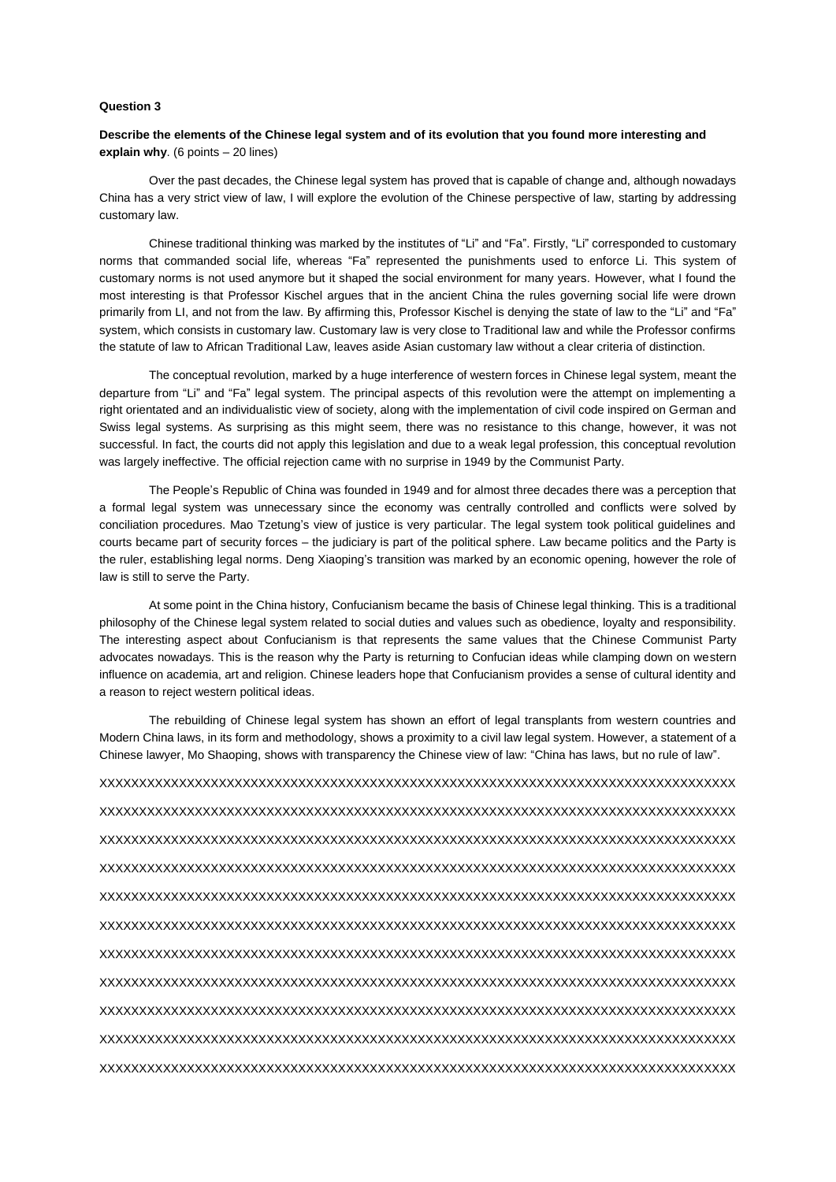**Question 3**

**Describe the elements of the Chinese legal system and of its evolution that you found more interesting and explain why**. (6 points – 20 lines)

Over the past decades, the Chinese legal system has proved that is capable of change and, although nowadays China has a very strict view of law, I will explore the evolution of the Chinese perspective of law, starting by addressing customary law.

Chinese traditional thinking was marked by the institutes of "Li" and "Fa". Firstly, "Li" corresponded to customary norms that commanded social life, whereas "Fa" represented the punishments used to enforce Li. This system of customary norms is not used anymore but it shaped the social environment for many years. However, what I found the most interesting is that Professor Kischel argues that in the ancient China the rules governing social life were drown primarily from LI, and not from the law. By affirming this, Professor Kischel is denying the state of law to the "Li" and "Fa" system, which consists in customary law. Customary law is very close to Traditional law and while the Professor confirms the statute of law to African Traditional Law, leaves aside Asian customary law without a clear criteria of distinction.

The conceptual revolution, marked by a huge interference of western forces in Chinese legal system, meant the departure from "Li" and "Fa" legal system. The principal aspects of this revolution were the attempt on implementing a right orientated and an individualistic view of society, along with the implementation of civil code inspired on German and Swiss legal systems. As surprising as this might seem, there was no resistance to this change, however, it was not successful. In fact, the courts did not apply this legislation and due to a weak legal profession, this conceptual revolution was largely ineffective. The official rejection came with no surprise in 1949 by the Communist Party.

The People's Republic of China was founded in 1949 and for almost three decades there was a perception that a formal legal system was unnecessary since the economy was centrally controlled and conflicts were solved by conciliation procedures. Mao Tzetung's view of justice is very particular. The legal system took political guidelines and courts became part of security forces – the judiciary is part of the political sphere. Law became politics and the Party is the ruler, establishing legal norms. Deng Xiaoping's transition was marked by an economic opening, however the role of law is still to serve the Party.

At some point in the China history, Confucianism became the basis of Chinese legal thinking. This is a traditional philosophy of the Chinese legal system related to social duties and values such as obedience, loyalty and responsibility. The interesting aspect about Confucianism is that represents the same values that the Chinese Communist Party advocates nowadays. This is the reason why the Party is returning to Confucian ideas while clamping down on western influence on academia, art and religion. Chinese leaders hope that Confucianism provides a sense of cultural identity and a reason to reject western political ideas.

The rebuilding of Chinese legal system has shown an effort of legal transplants from western countries and Modern China laws, in its form and methodology, shows a proximity to a civil law legal system. However, a statement of a Chinese lawyer, Mo Shaoping, shows with transparency the Chinese view of law: "China has laws, but no rule of law".

XXXXXXXXXXXXXXXXXXXXXXXXXXXXXXXXXXXXXXXXXXXXXXXXXXXXXXXXXXXXXXXXXXXXXXXXXXXXXXX

XXXXXXXXXXXXXXXXXXXXXXXXXXXXXXXXXXXXXXXXXXXXXXXXXXXXXXXXXXXXXXXXXXXXXXXXXXXXXXX

XXXXXXXXXXXXXXXXXXXXXXXXXXXXXXXXXXXXXXXXXXXXXXXXXXXXXXXXXXXXXXXXXXXXXXXXXXXXXXX

XXXXXXXXXXXXXXXXXXXXXXXXXXXXXXXXXXXXXXXXXXXXXXXXXXXXXXXXXXXXXXXXXXXXXXXXXXXXXXX

XXXXXXXXXXXXXXXXXXXXXXXXXXXXXXXXXXXXXXXXXXXXXXXXXXXXXXXXXXXXXXXXXXXXXXXXXXXXXXX

XXXXXXXXXXXXXXXXXXXXXXXXXXXXXXXXXXXXXXXXXXXXXXXXXXXXXXXXXXXXXXXXXXXXXXXXXXXXXXX

XXXXXXXXXXXXXXXXXXXXXXXXXXXXXXXXXXXXXXXXXXXXXXXXXXXXXXXXXXXXXXXXXXXXXXXXXXXXXXX

XXXXXXXXXXXXXXXXXXXXXXXXXXXXXXXXXXXXXXXXXXXXXXXXXXXXXXXXXXXXXXXXXXXXXXXXXXXXXXX

XXXXXXXXXXXXXXXXXXXXXXXXXXXXXXXXXXXXXXXXXXXXXXXXXXXXXXXXXXXXXXXXXXXXXXXXXXXXXXX

XXXXXXXXXXXXXXXXXXXXXXXXXXXXXXXXXXXXXXXXXXXXXXXXXXXXXXXXXXXXXXXXXXXXXXXXXXXXXXX

XXXXXXXXXXXXXXXXXXXXXXXXXXXXXXXXXXXXXXXXXXXXXXXXXXXXXXXXXXXXXXXXXXXXXXXXXXXXXXX